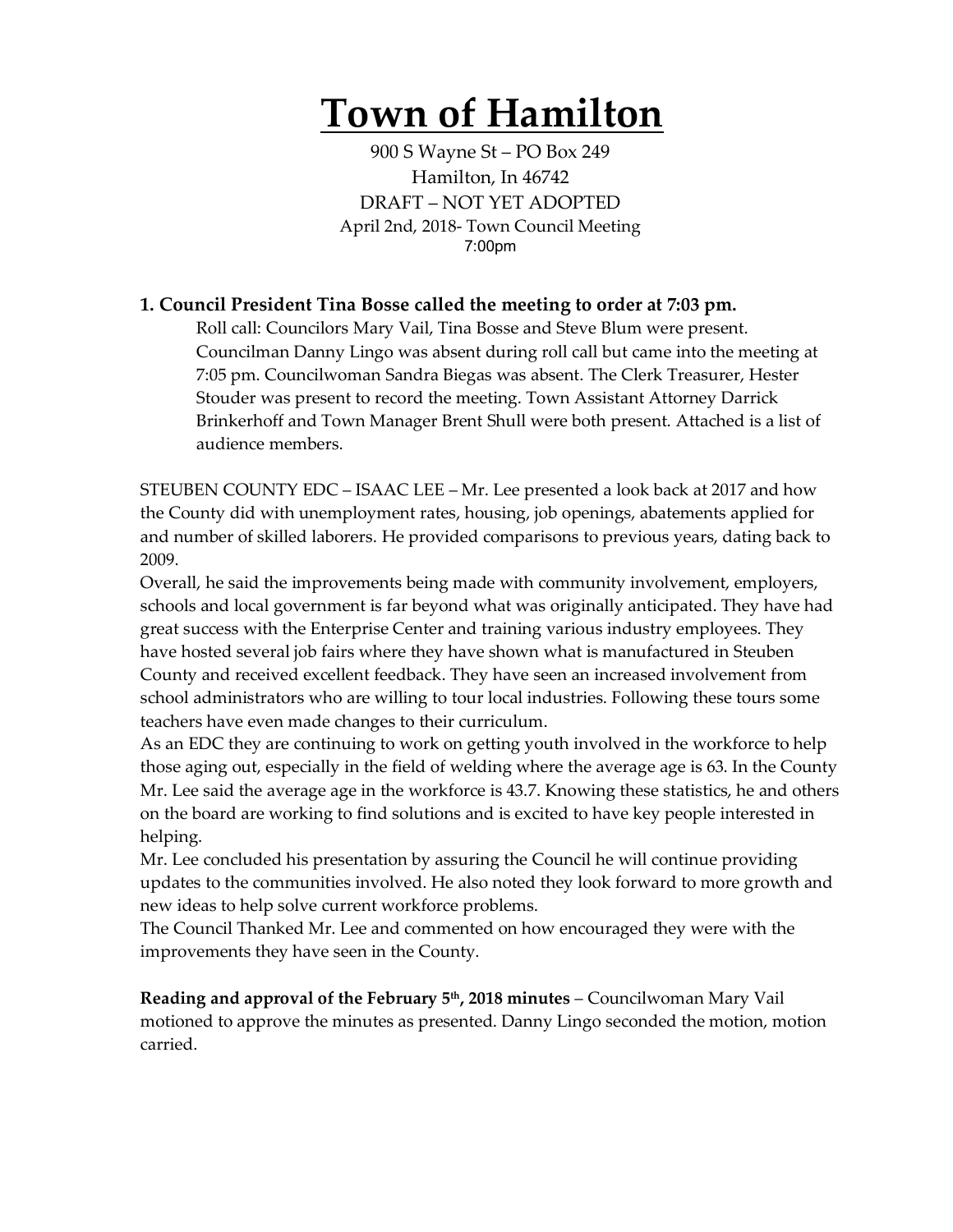# Town of Hamilton

900 S Wayne St – PO Box 249
Hamilton, In 46742
DRAFT – NOT YET ADOPTED
April 2nd, 2018- Town Council Meeting
7:00pm

### 1. Council President Tina Bosse called the meeting to order at 7:03 pm.

Roll call: Councilors Mary Vail, Tina Bosse and Steve Blum were present. Councilman Danny Lingo was absent during roll call but came into the meeting at 7:05 pm. Councilwoman Sandra Biegas was absent. The Clerk Treasurer, Hester Stouder was present to record the meeting. Town Assistant Attorney Darrick Brinkerhoff and Town Manager Brent Shull were both present. Attached is a list of audience members.

STEUBEN COUNTY EDC – ISAAC LEE – Mr. Lee presented a look back at 2017 and how the County did with unemployment rates, housing, job openings, abatements applied for and number of skilled laborers. He provided comparisons to previous years, dating back to 2009.

Overall, he said the improvements being made with community involvement, employers, schools and local government is far beyond what was originally anticipated. They have had great success with the Enterprise Center and training various industry employees. They have hosted several job fairs where they have shown what is manufactured in Steuben County and received excellent feedback. They have seen an increased involvement from school administrators who are willing to tour local industries. Following these tours some teachers have even made changes to their curriculum.

As an EDC they are continuing to work on getting youth involved in the workforce to help those aging out, especially in the field of welding where the average age is 63. In the County Mr. Lee said the average age in the workforce is 43.7. Knowing these statistics, he and others on the board are working to find solutions and is excited to have key people interested in helping.

Mr. Lee concluded his presentation by assuring the Council he will continue providing updates to the communities involved. He also noted they look forward to more growth and new ideas to help solve current workforce problems.

The Council Thanked Mr. Lee and commented on how encouraged they were with the improvements they have seen in the County.

**Reading and approval of the February 5th, 2018 minutes** – Councilwoman Mary Vail motioned to approve the minutes as presented. Danny Lingo seconded the motion, motion carried.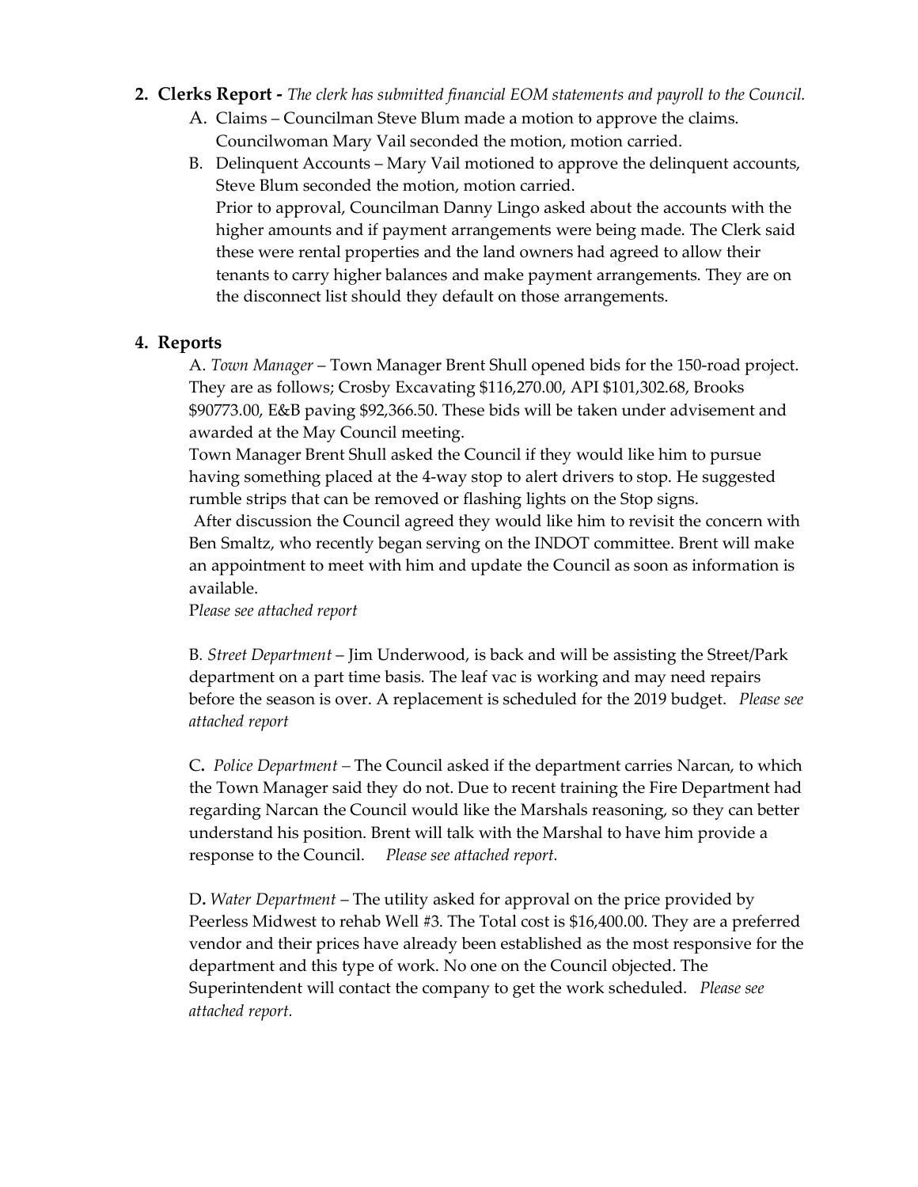2. **Clerks Report -** *The clerk has submitted financial EOM statements and payroll to the Council.*

   A. Claims – Councilman Steve Blum made a motion to approve the claims. Councilwoman Mary Vail seconded the motion, motion carried.

   B. Delinquent Accounts – Mary Vail motioned to approve the delinquent accounts, Steve Blum seconded the motion, motion carried.
   Prior to approval, Councilman Danny Lingo asked about the accounts with the higher amounts and if payment arrangements were being made. The Clerk said these were rental properties and the land owners had agreed to allow their tenants to carry higher balances and make payment arrangements. They are on the disconnect list should they default on those arrangements.

4. **Reports**

   A. *Town Manager* – Town Manager Brent Shull opened bids for the 150-road project. They are as follows; Crosby Excavating $116,270.00, API $101,302.68, Brooks $90773.00, E&B paving $92,366.50. These bids will be taken under advisement and awarded at the May Council meeting.
   Town Manager Brent Shull asked the Council if they would like him to pursue having something placed at the 4-way stop to alert drivers to stop. He suggested rumble strips that can be removed or flashing lights on the Stop signs.
   After discussion the Council agreed they would like him to revisit the concern with Ben Smaltz, who recently began serving on the INDOT committee. Brent will make an appointment to meet with him and update the Council as soon as information is available.
   P*lease see attached report*

   B. *Street Department* – Jim Underwood, is back and will be assisting the Street/Park department on a part time basis. The leaf vac is working and may need repairs before the season is over. A replacement is scheduled for the 2019 budget. *Please see attached report*

   C. *Police Department* – The Council asked if the department carries Narcan, to which the Town Manager said they do not. Due to recent training the Fire Department had regarding Narcan the Council would like the Marshals reasoning, so they can better understand his position. Brent will talk with the Marshal to have him provide a response to the Council. *Please see attached report.*

   D. *Water Department* – The utility asked for approval on the price provided by Peerless Midwest to rehab Well #3. The Total cost is $16,400.00. They are a preferred vendor and their prices have already been established as the most responsive for the department and this type of work. No one on the Council objected. The Superintendent will contact the company to get the work scheduled. *Please see attached report.*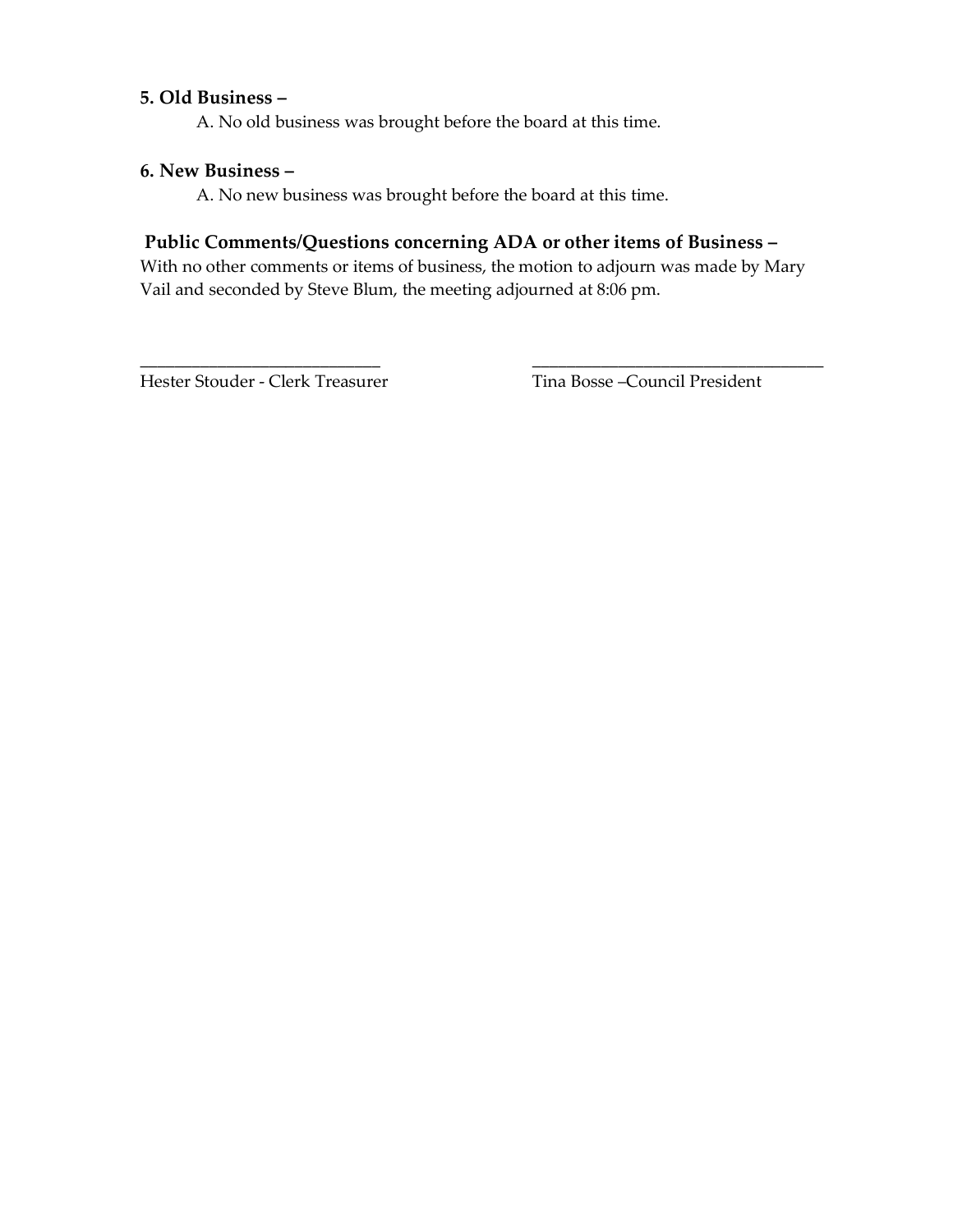**5. Old Business –**

A. No old business was brought before the board at this time.

**6. New Business –**

A. No new business was brought before the board at this time.

**Public Comments/Questions concerning ADA or other items of Business –**

With no other comments or items of business, the motion to adjourn was made by Mary Vail and seconded by Steve Blum, the meeting adjourned at 8:06 pm.

____________________________ ____________________________________

Hester Stouder - Clerk Treasurer Tina Bosse –Council President